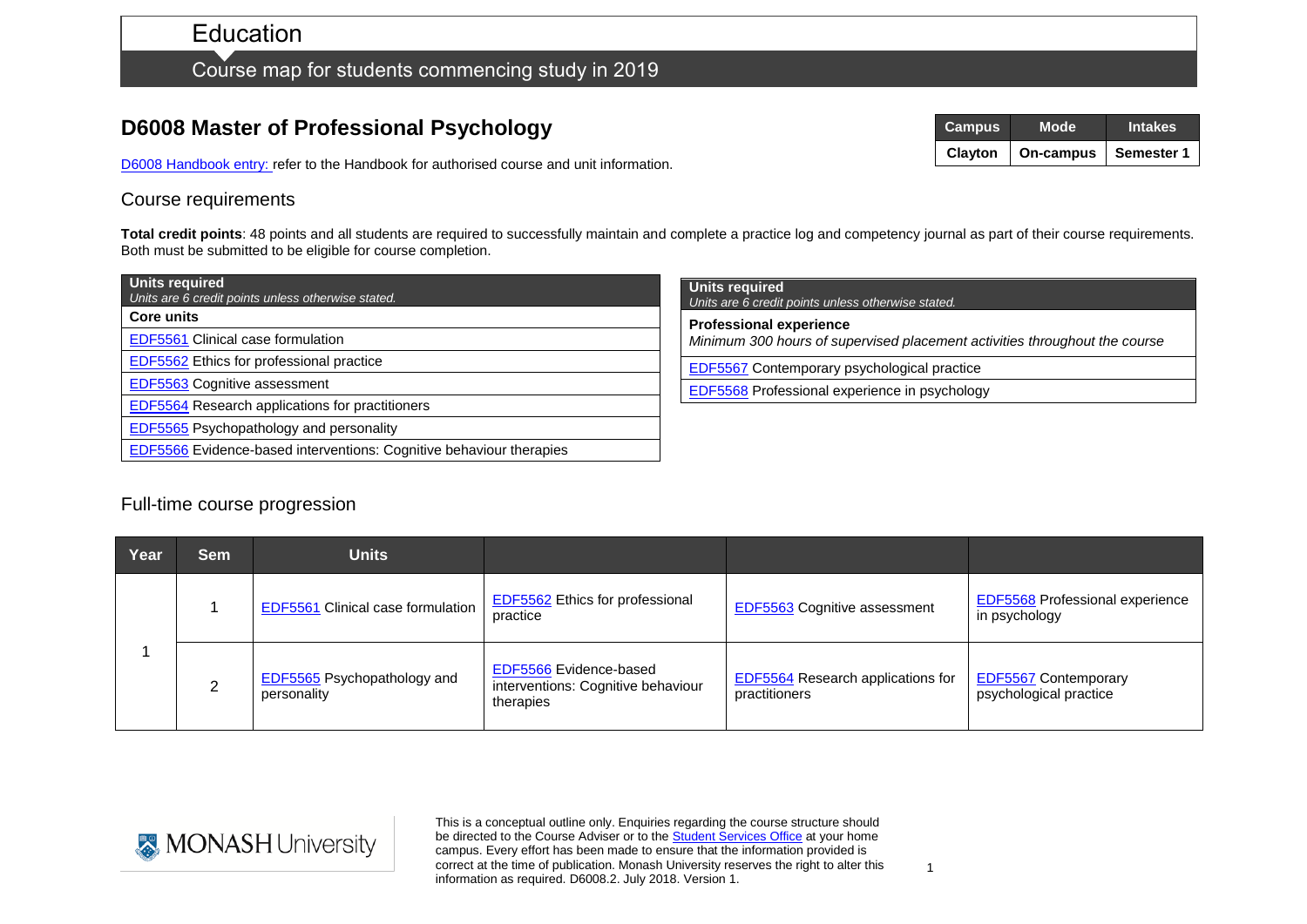# Education

Course map for students commencing study in 2019

## D6008 Master of Professional Psychology

| Campus | Mode | Intakes |
|---|---|---|
| Clayton | On-campus | Semester 1 |

D6008 Handbook entry: refer to the Handbook for authorised course and unit information.

### Course requirements

**Total credit points**: 48 points and all students are required to successfully maintain and complete a practice log and competency journal as part of their course requirements. Both must be submitted to be eligible for course completion.

| **Units required**<br>*Units are 6 credit points unless otherwise stated.* |
|---|
| **Core units** |
| EDF5561 Clinical case formulation |
| EDF5562 Ethics for professional practice |
| EDF5563 Cognitive assessment |
| EDF5564 Research applications for practitioners |
| EDF5565 Psychopathology and personality |
| EDF5566 Evidence-based interventions: Cognitive behaviour therapies |

| **Units required**<br>*Units are 6 credit points unless otherwise stated.* |
|---|
| **Professional experience**<br>*Minimum 300 hours of supervised placement activities throughout the course* |
| EDF5567 Contemporary psychological practice |
| EDF5568 Professional experience in psychology |

### Full-time course progression

| Year | Sem | Units | | | |
|---|---|---|---|---|---|
| 1 | 1 | EDF5561 Clinical case formulation | EDF5562 Ethics for professional practice | EDF5563 Cognitive assessment | EDF5568 Professional experience in psychology |
| | 2 | EDF5565 Psychopathology and personality | EDF5566 Evidence-based interventions: Cognitive behaviour therapies | EDF5564 Research applications for practitioners | EDF5567 Contemporary psychological practice |

MONASH University

This is a conceptual outline only. Enquiries regarding the course structure should be directed to the Course Adviser or to the Student Services Office at your home campus. Every effort has been made to ensure that the information provided is correct at the time of publication. Monash University reserves the right to alter this information as required. D6008.2. July 2018. Version 1.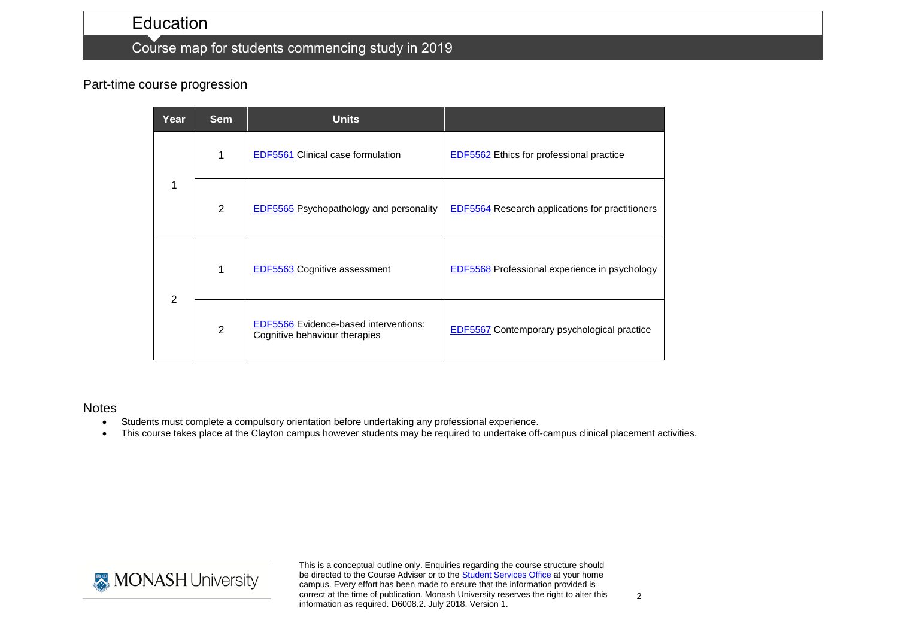# Education

## Course map for students commencing study in 2019

### Part-time course progression

| Year | Sem | Units | |
|---|---|---|---|
| 1 | 1 | EDF5561 Clinical case formulation | EDF5562 Ethics for professional practice |
| | 2 | EDF5565 Psychopathology and personality | EDF5564 Research applications for practitioners |
| 2 | 1 | EDF5563 Cognitive assessment | EDF5568 Professional experience in psychology |
| | 2 | EDF5566 Evidence-based interventions: Cognitive behaviour therapies | EDF5567 Contemporary psychological practice |

### Notes

- Students must complete a compulsory orientation before undertaking any professional experience.
- This course takes place at the Clayton campus however students may be required to undertake off-campus clinical placement activities.

This is a conceptual outline only. Enquiries regarding the course structure should be directed to the Course Adviser or to the Student Services Office at your home campus. Every effort has been made to ensure that the information provided is correct at the time of publication. Monash University reserves the right to alter this information as required. D6008.2. July 2018. Version 1.